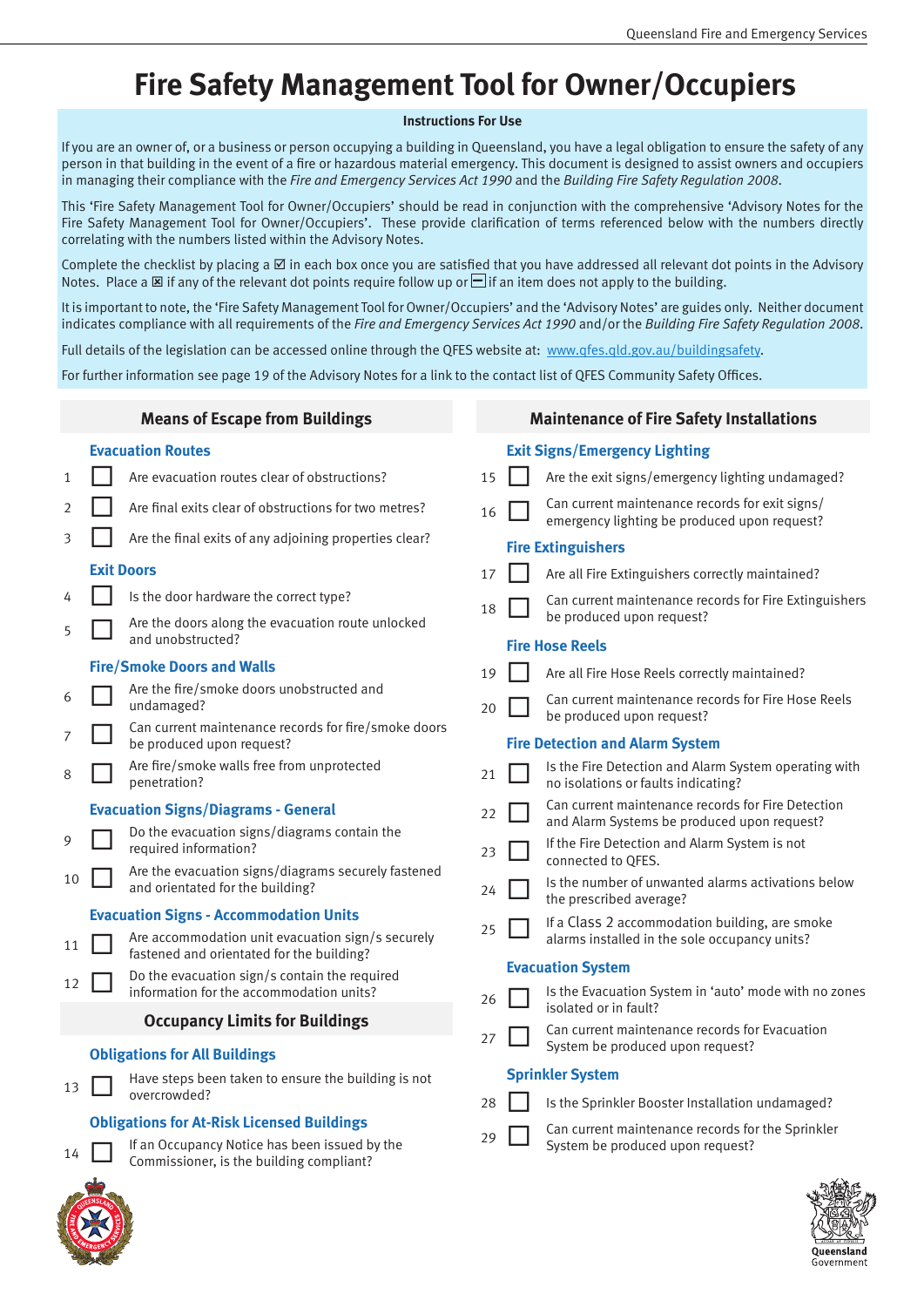# Fire Safety Management Tool for Owner/Occupiers

**Instructions For Use**

If you are an owner of, or a business or person occupying a building in Queensland, you have a legal obligation to ensure the safety of any person in that building in the event of a fire or hazardous material emergency. This document is designed to assist owners and occupiers in managing their compliance with the *Fire and Emergency Services Act 1990* and the *Building Fire Safety Regulation 2008*.

This 'Fire Safety Management Tool for Owner/Occupiers' should be read in conjunction with the comprehensive 'Advisory Notes for the Fire Safety Management Tool for Owner/Occupiers'. These provide clarification of terms referenced below with the numbers directly correlating with the numbers listed within the Advisory Notes.

Complete the checklist by placing a ☑ in each box once you are satisfied that you have addressed all relevant dot points in the Advisory Notes. Place a ☒ if any of the relevant dot points require follow up or ⊟ if an item does not apply to the building.

It is important to note, the 'Fire Safety Management Tool for Owner/Occupiers' and the 'Advisory Notes' are guides only. Neither document indicates compliance with all requirements of the *Fire and Emergency Services Act 1990* and/or the *Building Fire Safety Regulation 2008*.

Full details of the legislation can be accessed online through the QFES website at: www.qfes.qld.gov.au/buildingsafety.

For further information see page 19 of the Advisory Notes for a link to the contact list of QFES Community Safety Offices.

## Means of Escape from Buildings

### Evacuation Routes

1. ☐ Are evacuation routes clear of obstructions?
2. ☐ Are final exits clear of obstructions for two metres?
3. ☐ Are the final exits of any adjoining properties clear?

### Exit Doors

4. ☐ Is the door hardware the correct type?
5. ☐ Are the doors along the evacuation route unlocked and unobstructed?

### Fire/Smoke Doors and Walls

6. ☐ Are the fire/smoke doors unobstructed and undamaged?
7. ☐ Can current maintenance records for fire/smoke doors be produced upon request?
8. ☐ Are fire/smoke walls free from unprotected penetration?

### Evacuation Signs/Diagrams - General

9. ☐ Do the evacuation signs/diagrams contain the required information?
10. ☐ Are the evacuation signs/diagrams securely fastened and orientated for the building?

### Evacuation Signs - Accommodation Units

11. ☐ Are accommodation unit evacuation sign/s securely fastened and orientated for the building?
12. ☐ Do the evacuation sign/s contain the required information for the accommodation units?

## Occupancy Limits for Buildings

### Obligations for All Buildings

13. ☐ Have steps been taken to ensure the building is not overcrowded?

### Obligations for At-Risk Licensed Buildings

14. ☐ If an Occupancy Notice has been issued by the Commissioner, is the building compliant?

## Maintenance of Fire Safety Installations

### Exit Signs/Emergency Lighting

15. ☐ Are the exit signs/emergency lighting undamaged?
16. ☐ Can current maintenance records for exit signs/emergency lighting be produced upon request?

### Fire Extinguishers

17. ☐ Are all Fire Extinguishers correctly maintained?
18. ☐ Can current maintenance records for Fire Extinguishers be produced upon request?

### Fire Hose Reels

19. ☐ Are all Fire Hose Reels correctly maintained?
20. ☐ Can current maintenance records for Fire Hose Reels be produced upon request?

### Fire Detection and Alarm System

21. ☐ Is the Fire Detection and Alarm System operating with no isolations or faults indicating?
22. ☐ Can current maintenance records for Fire Detection and Alarm Systems be produced upon request?
23. ☐ If the Fire Detection and Alarm System is not connected to QFES.
24. ☐ Is the number of unwanted alarms activations below the prescribed average?
25. ☐ If a Class 2 accommodation building, are smoke alarms installed in the sole occupancy units?

### Evacuation System

26. ☐ Is the Evacuation System in 'auto' mode with no zones isolated or in fault?
27. ☐ Can current maintenance records for Evacuation System be produced upon request?

### Sprinkler System

28. ☐ Is the Sprinkler Booster Installation undamaged?
29. ☐ Can current maintenance records for the Sprinkler System be produced upon request?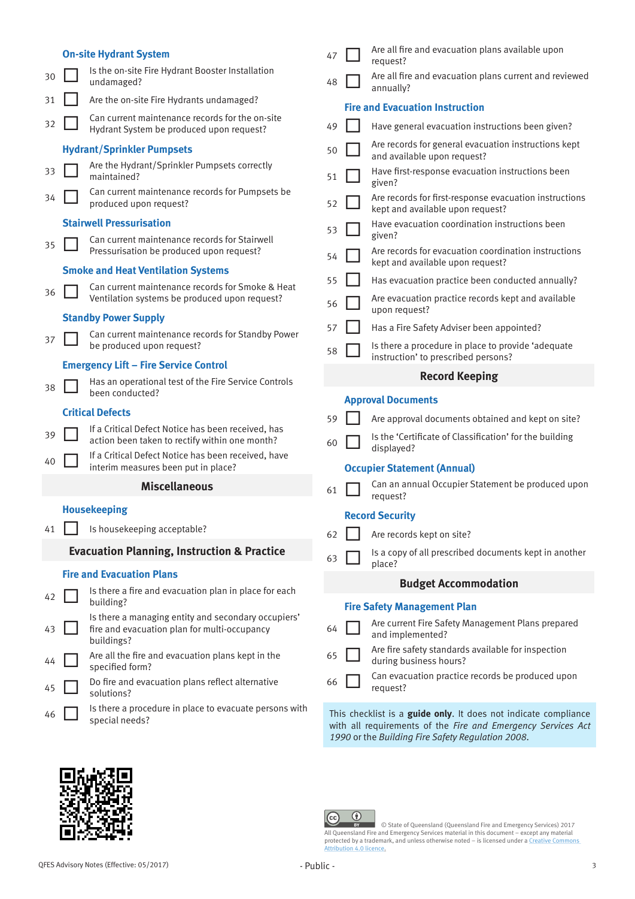### On-site Hydrant System

30 ☐ Is the on-site Fire Hydrant Booster Installation undamaged?

31 ☐ Are the on-site Fire Hydrants undamaged?

32 ☐ Can current maintenance records for the on-site Hydrant System be produced upon request?

### Hydrant/Sprinkler Pumpsets

33 ☐ Are the Hydrant/Sprinkler Pumpsets correctly maintained?

34 ☐ Can current maintenance records for Pumpsets be produced upon request?

### Stairwell Pressurisation

35 ☐ Can current maintenance records for Stairwell Pressurisation be produced upon request?

### Smoke and Heat Ventilation Systems

36 ☐ Can current maintenance records for Smoke & Heat Ventilation systems be produced upon request?

### Standby Power Supply

37 ☐ Can current maintenance records for Standby Power be produced upon request?

### Emergency Lift – Fire Service Control

38 ☐ Has an operational test of the Fire Service Controls been conducted?

### Critical Defects

39 ☐ If a Critical Defect Notice has been received, has action been taken to rectify within one month?

40 ☐ If a Critical Defect Notice has been received, have interim measures been put in place?

## Miscellaneous

### Housekeeping

41 ☐ Is housekeeping acceptable?

## Evacuation Planning, Instruction & Practice

### Fire and Evacuation Plans

42 ☐ Is there a fire and evacuation plan in place for each building?

43 ☐ Is there a managing entity and secondary occupiers' fire and evacuation plan for multi-occupancy buildings?

44 ☐ Are all the fire and evacuation plans kept in the specified form?

45 ☐ Do fire and evacuation plans reflect alternative solutions?

46 ☐ Is there a procedure in place to evacuate persons with special needs?

47 ☐ Are all fire and evacuation plans available upon request?

48 ☐ Are all fire and evacuation plans current and reviewed annually?

### Fire and Evacuation Instruction

49 ☐ Have general evacuation instructions been given?

50 ☐ Are records for general evacuation instructions kept and available upon request?

51 ☐ Have first-response evacuation instructions been given?

52 ☐ Are records for first-response evacuation instructions kept and available upon request?

53 ☐ Have evacuation coordination instructions been given?

54 ☐ Are records for evacuation coordination instructions kept and available upon request?

55 ☐ Has evacuation practice been conducted annually?

56 ☐ Are evacuation practice records kept and available upon request?

57 ☐ Has a Fire Safety Adviser been appointed?

58 ☐ Is there a procedure in place to provide 'adequate instruction' to prescribed persons?

## Record Keeping

### Approval Documents

59 ☐ Are approval documents obtained and kept on site?

60 ☐ Is the 'Certificate of Classification' for the building displayed?

### Occupier Statement (Annual)

61 ☐ Can an annual Occupier Statement be produced upon request?

### Record Security

62 ☐ Are records kept on site?

63 ☐ Is a copy of all prescribed documents kept in another place?

## Budget Accommodation

### Fire Safety Management Plan

64 ☐ Are current Fire Safety Management Plans prepared and implemented?

65 ☐ Are fire safety standards available for inspection during business hours?

66 ☐ Can evacuation practice records be produced upon request?

This checklist is a **guide only**. It does not indicate compliance with all requirements of the *Fire and Emergency Services Act 1990* or the *Building Fire Safety Regulation 2008*.

© State of Queensland (Queensland Fire and Emergency Services) 2017
All Queensland Fire and Emergency Services material in this document – except any material protected by a trademark, and unless otherwise noted – is licensed under a Creative Commons Attribution 4.0 licence.

QFES Advisory Notes (Effective: 05/2017)

- Public -